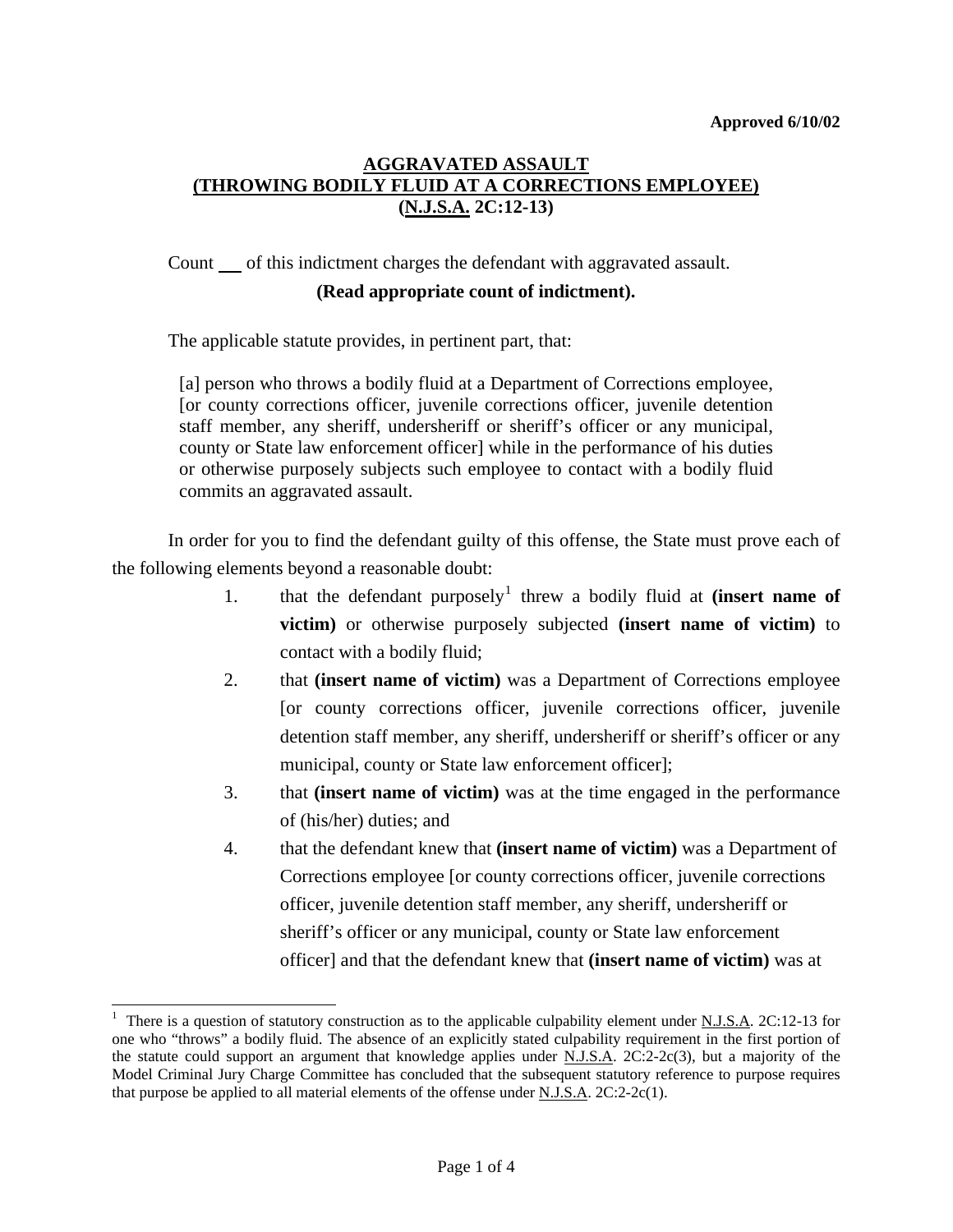**Approved 6/10/02**

# AGGRAVATED ASSAULT (THROWING BODILY FLUID AT A CORRECTIONS EMPLOYEE) (N.J.S.A. 2C:12-13)

Count ___ of this indictment charges the defendant with aggravated assault.

**(Read appropriate count of indictment).**

The applicable statute provides, in pertinent part, that:

> [a] person who throws a bodily fluid at a Department of Corrections employee, [or county corrections officer, juvenile corrections officer, juvenile detention staff member, any sheriff, undersheriff or sheriff's officer or any municipal, county or State law enforcement officer] while in the performance of his duties or otherwise purposely subjects such employee to contact with a bodily fluid commits an aggravated assault.

In order for you to find the defendant guilty of this offense, the State must prove each of the following elements beyond a reasonable doubt:

1. that the defendant purposely[1] threw a bodily fluid at **(insert name of victim)** or otherwise purposely subjected **(insert name of victim)** to contact with a bodily fluid;
2. that **(insert name of victim)** was a Department of Corrections employee [or county corrections officer, juvenile corrections officer, juvenile detention staff member, any sheriff, undersheriff or sheriff's officer or any municipal, county or State law enforcement officer];
3. that **(insert name of victim)** was at the time engaged in the performance of (his/her) duties; and
4. that the defendant knew that **(insert name of victim)** was a Department of Corrections employee [or county corrections officer, juvenile corrections officer, juvenile detention staff member, any sheriff, undersheriff or sheriff's officer or any municipal, county or State law enforcement officer] and that the defendant knew that **(insert name of victim)** was at

---

[1] There is a question of statutory construction as to the applicable culpability element under N.J.S.A. 2C:12-13 for one who "throws" a bodily fluid. The absence of an explicitly stated culpability requirement in the first portion of the statute could support an argument that knowledge applies under N.J.S.A. 2C:2-2c(3), but a majority of the Model Criminal Jury Charge Committee has concluded that the subsequent statutory reference to purpose requires that purpose be applied to all material elements of the offense under N.J.S.A. 2C:2-2c(1).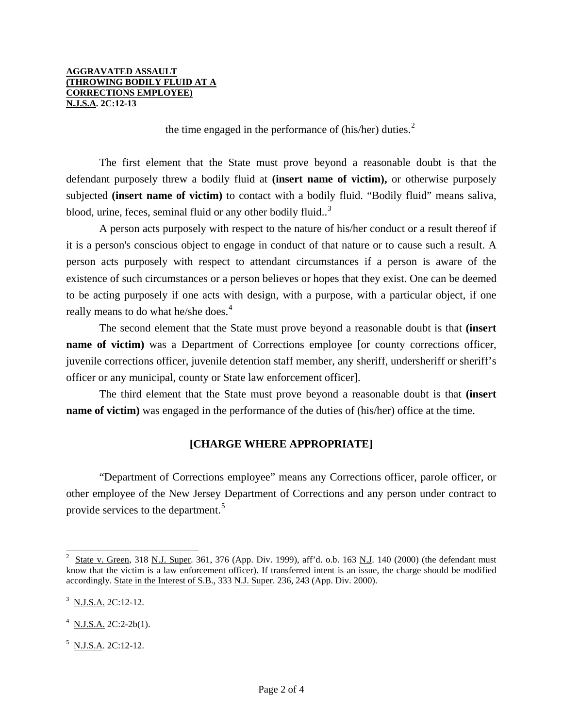the time engaged in the performance of (his/her) duties.[2]

The first element that the State must prove beyond a reasonable doubt is that the defendant purposely threw a bodily fluid at **(insert name of victim),** or otherwise purposely subjected **(insert name of victim)** to contact with a bodily fluid. "Bodily fluid" means saliva, blood, urine, feces, seminal fluid or any other bodily fluid..[3]

A person acts purposely with respect to the nature of his/her conduct or a result thereof if it is a person's conscious object to engage in conduct of that nature or to cause such a result. A person acts purposely with respect to attendant circumstances if a person is aware of the existence of such circumstances or a person believes or hopes that they exist. One can be deemed to be acting purposely if one acts with design, with a purpose, with a particular object, if one really means to do what he/she does.[4]

The second element that the State must prove beyond a reasonable doubt is that **(insert name of victim)** was a Department of Corrections employee [or county corrections officer, juvenile corrections officer, juvenile detention staff member, any sheriff, undersheriff or sheriff's officer or any municipal, county or State law enforcement officer].

The third element that the State must prove beyond a reasonable doubt is that **(insert name of victim)** was engaged in the performance of the duties of (his/her) office at the time.

**[CHARGE WHERE APPROPRIATE]**

"Department of Corrections employee" means any Corrections officer, parole officer, or other employee of the New Jersey Department of Corrections and any person under contract to provide services to the department.[5]

---

[2] State v. Green, 318 N.J. Super. 361, 376 (App. Div. 1999), aff'd. o.b. 163 N.J. 140 (2000) (the defendant must know that the victim is a law enforcement officer). If transferred intent is an issue, the charge should be modified accordingly. State in the Interest of S.B., 333 N.J. Super. 236, 243 (App. Div. 2000).

[3] N.J.S.A. 2C:12-12.

[4] N.J.S.A. 2C:2-2b(1).

[5] N.J.S.A. 2C:12-12.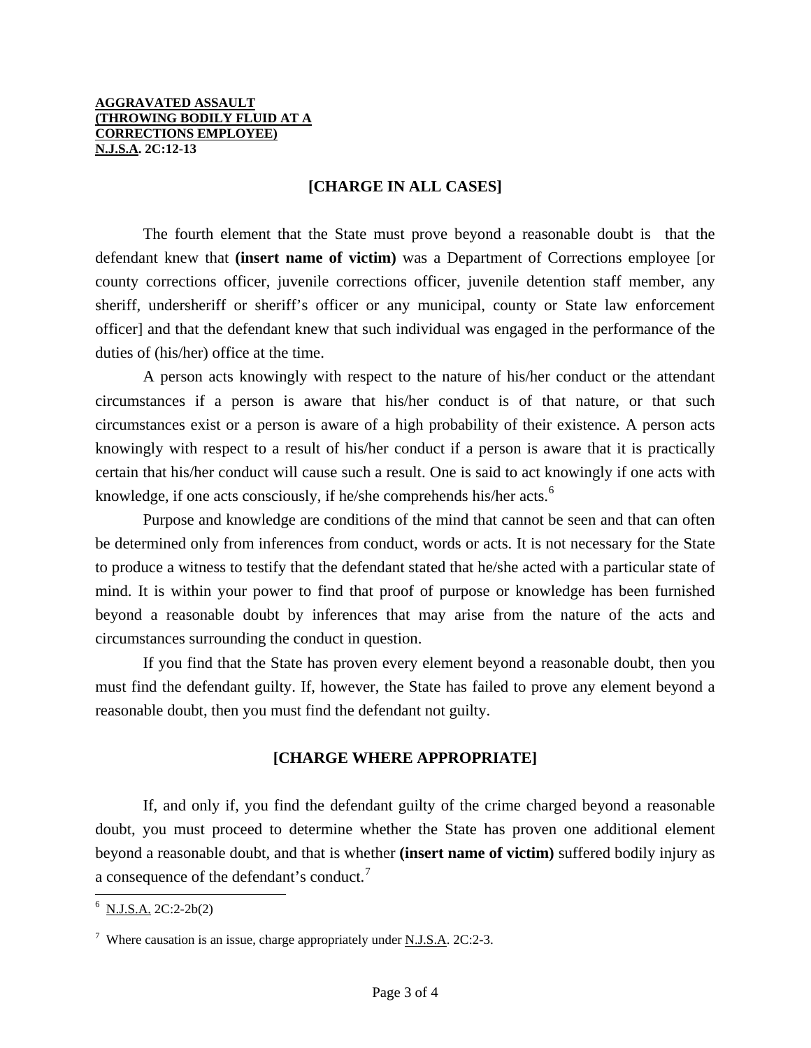**AGGRAVATED ASSAULT (THROWING BODILY FLUID AT A CORRECTIONS EMPLOYEE) N.J.S.A. 2C:12-13**

## [CHARGE IN ALL CASES]

The fourth element that the State must prove beyond a reasonable doubt is that the defendant knew that **(insert name of victim)** was a Department of Corrections employee [or county corrections officer, juvenile corrections officer, juvenile detention staff member, any sheriff, undersheriff or sheriff's officer or any municipal, county or State law enforcement officer] and that the defendant knew that such individual was engaged in the performance of the duties of (his/her) office at the time.

A person acts knowingly with respect to the nature of his/her conduct or the attendant circumstances if a person is aware that his/her conduct is of that nature, or that such circumstances exist or a person is aware of a high probability of their existence. A person acts knowingly with respect to a result of his/her conduct if a person is aware that it is practically certain that his/her conduct will cause such a result. One is said to act knowingly if one acts with knowledge, if one acts consciously, if he/she comprehends his/her acts.[6]

Purpose and knowledge are conditions of the mind that cannot be seen and that can often be determined only from inferences from conduct, words or acts. It is not necessary for the State to produce a witness to testify that the defendant stated that he/she acted with a particular state of mind. It is within your power to find that proof of purpose or knowledge has been furnished beyond a reasonable doubt by inferences that may arise from the nature of the acts and circumstances surrounding the conduct in question.

If you find that the State has proven every element beyond a reasonable doubt, then you must find the defendant guilty. If, however, the State has failed to prove any element beyond a reasonable doubt, then you must find the defendant not guilty.

## [CHARGE WHERE APPROPRIATE]

If, and only if, you find the defendant guilty of the crime charged beyond a reasonable doubt, you must proceed to determine whether the State has proven one additional element beyond a reasonable doubt, and that is whether **(insert name of victim)** suffered bodily injury as a consequence of the defendant's conduct.[7]

---

[6] N.J.S.A. 2C:2-2b(2)

[7] Where causation is an issue, charge appropriately under N.J.S.A. 2C:2-3.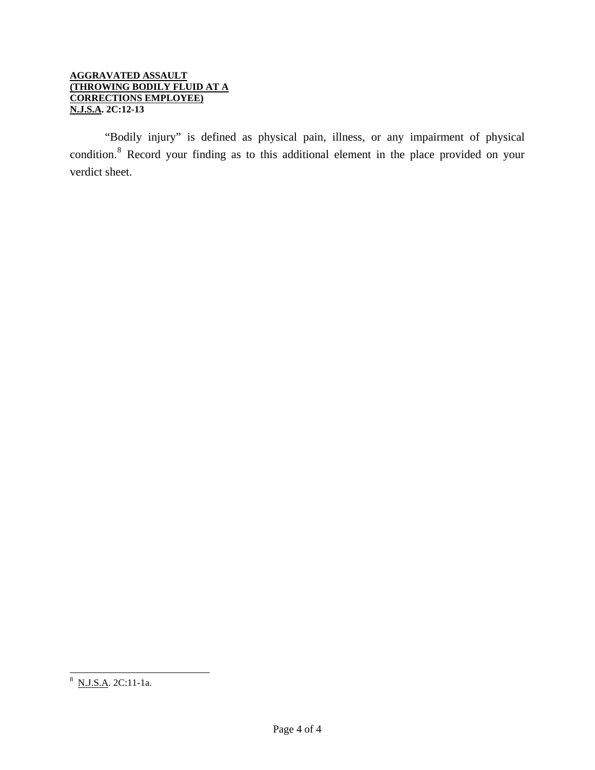"Bodily injury" is defined as physical pain, illness, or any impairment of physical condition.[8] Record your finding as to this additional element in the place provided on your verdict sheet.

---

[8] N.J.S.A. 2C:11-1a.